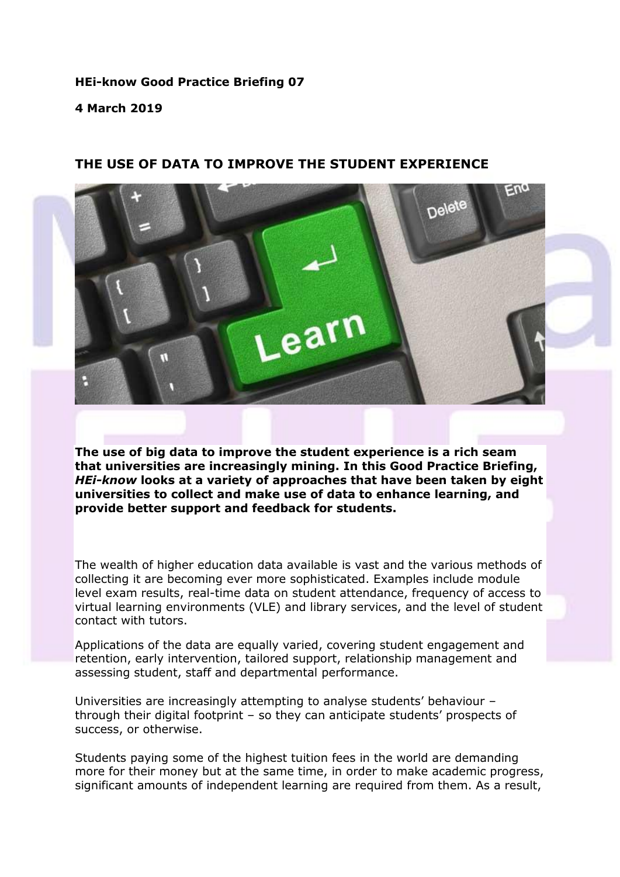**HEi-know Good Practice Briefing 07**

**4 March 2019**

## THE USE OF DATA TO IMPROVE THE STUDENT EXPERIENCE

**The use of big data to improve the student experience is a rich seam that universities are increasingly mining. In this Good Practice Briefing, *HEi-know* looks at a variety of approaches that have been taken by eight universities to collect and make use of data to enhance learning, and provide better support and feedback for students.**

The wealth of higher education data available is vast and the various methods of collecting it are becoming ever more sophisticated. Examples include module level exam results, real-time data on student attendance, frequency of access to virtual learning environments (VLE) and library services, and the level of student contact with tutors.

Applications of the data are equally varied, covering student engagement and retention, early intervention, tailored support, relationship management and assessing student, staff and departmental performance.

Universities are increasingly attempting to analyse students' behaviour – through their digital footprint – so they can anticipate students' prospects of success, or otherwise.

Students paying some of the highest tuition fees in the world are demanding more for their money but at the same time, in order to make academic progress, significant amounts of independent learning are required from them. As a result,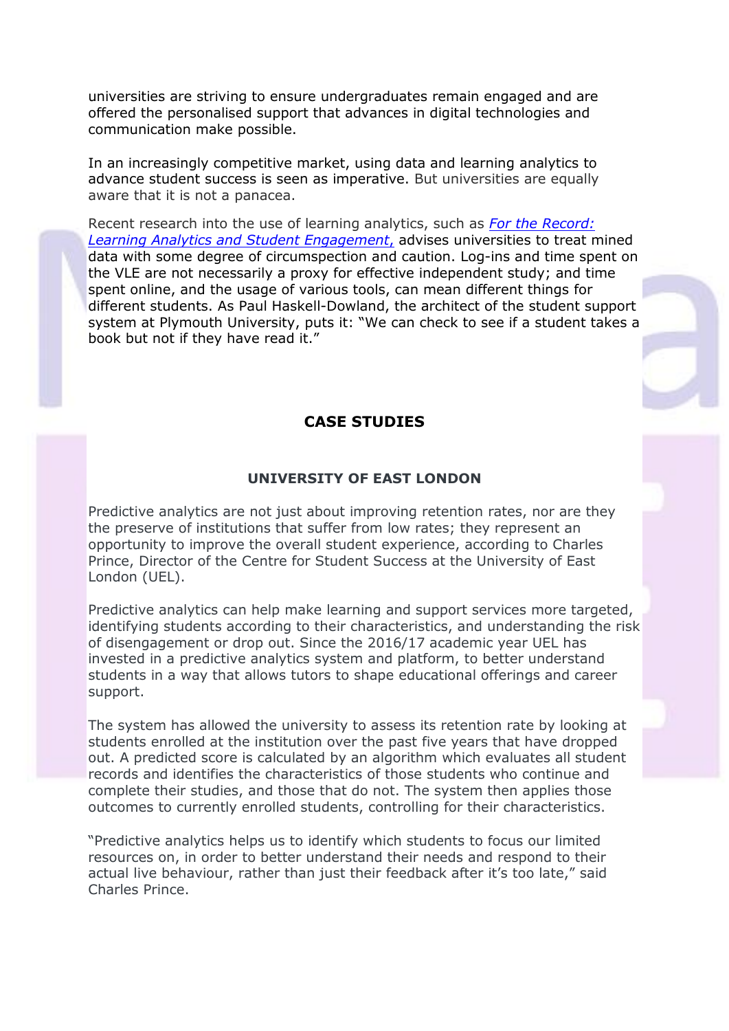universities are striving to ensure undergraduates remain engaged and are offered the personalised support that advances in digital technologies and communication make possible.

In an increasingly competitive market, using data and learning analytics to advance student success is seen as imperative. But universities are equally aware that it is not a panacea.

Recent research into the use of learning analytics, such as *For the Record: Learning Analytics and Student Engagement,* advises universities to treat mined data with some degree of circumspection and caution. Log-ins and time spent on the VLE are not necessarily a proxy for effective independent study; and time spent online, and the usage of various tools, can mean different things for different students. As Paul Haskell-Dowland, the architect of the student support system at Plymouth University, puts it: "We can check to see if a student takes a book but not if they have read it."

## CASE STUDIES

### UNIVERSITY OF EAST LONDON

Predictive analytics are not just about improving retention rates, nor are they the preserve of institutions that suffer from low rates; they represent an opportunity to improve the overall student experience, according to Charles Prince, Director of the Centre for Student Success at the University of East London (UEL).

Predictive analytics can help make learning and support services more targeted, identifying students according to their characteristics, and understanding the risk of disengagement or drop out. Since the 2016/17 academic year UEL has invested in a predictive analytics system and platform, to better understand students in a way that allows tutors to shape educational offerings and career support.

The system has allowed the university to assess its retention rate by looking at students enrolled at the institution over the past five years that have dropped out. A predicted score is calculated by an algorithm which evaluates all student records and identifies the characteristics of those students who continue and complete their studies, and those that do not. The system then applies those outcomes to currently enrolled students, controlling for their characteristics.

"Predictive analytics helps us to identify which students to focus our limited resources on, in order to better understand their needs and respond to their actual live behaviour, rather than just their feedback after it's too late," said Charles Prince.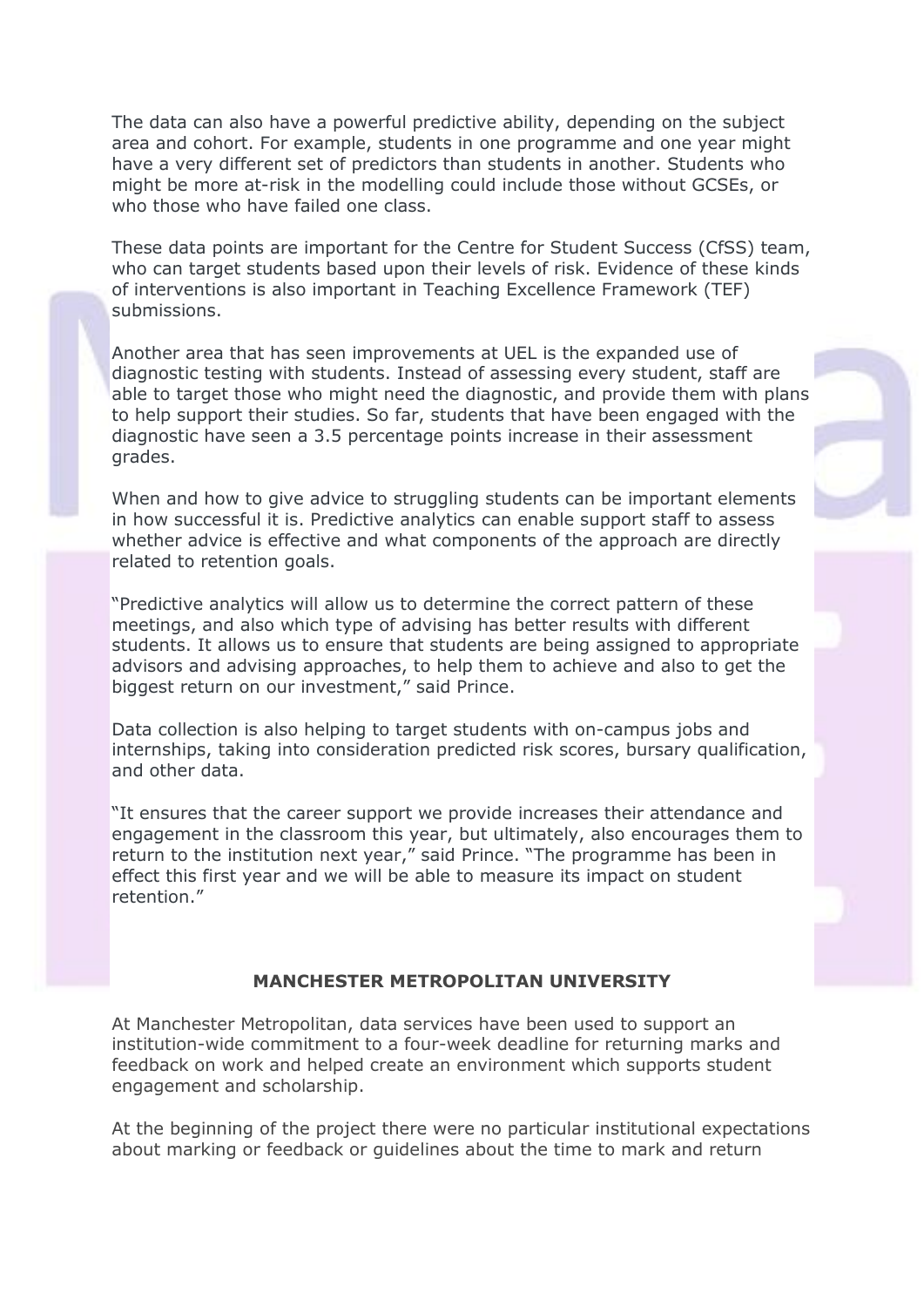The data can also have a powerful predictive ability, depending on the subject area and cohort. For example, students in one programme and one year might have a very different set of predictors than students in another. Students who might be more at-risk in the modelling could include those without GCSEs, or who those who have failed one class.

These data points are important for the Centre for Student Success (CfSS) team, who can target students based upon their levels of risk. Evidence of these kinds of interventions is also important in Teaching Excellence Framework (TEF) submissions.

Another area that has seen improvements at UEL is the expanded use of diagnostic testing with students. Instead of assessing every student, staff are able to target those who might need the diagnostic, and provide them with plans to help support their studies. So far, students that have been engaged with the diagnostic have seen a 3.5 percentage points increase in their assessment grades.

When and how to give advice to struggling students can be important elements in how successful it is. Predictive analytics can enable support staff to assess whether advice is effective and what components of the approach are directly related to retention goals.

"Predictive analytics will allow us to determine the correct pattern of these meetings, and also which type of advising has better results with different students. It allows us to ensure that students are being assigned to appropriate advisors and advising approaches, to help them to achieve and also to get the biggest return on our investment," said Prince.

Data collection is also helping to target students with on-campus jobs and internships, taking into consideration predicted risk scores, bursary qualification, and other data.

"It ensures that the career support we provide increases their attendance and engagement in the classroom this year, but ultimately, also encourages them to return to the institution next year," said Prince. "The programme has been in effect this first year and we will be able to measure its impact on student retention."

## MANCHESTER METROPOLITAN UNIVERSITY

At Manchester Metropolitan, data services have been used to support an institution-wide commitment to a four-week deadline for returning marks and feedback on work and helped create an environment which supports student engagement and scholarship.

At the beginning of the project there were no particular institutional expectations about marking or feedback or guidelines about the time to mark and return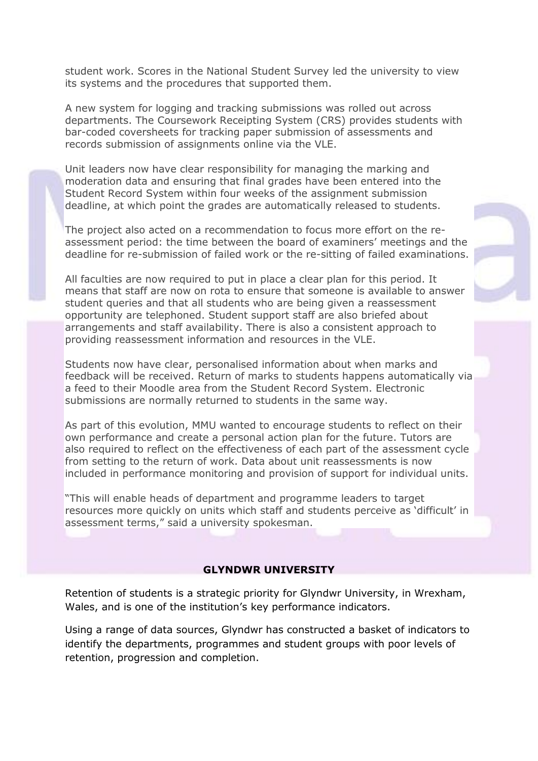student work. Scores in the National Student Survey led the university to view its systems and the procedures that supported them.

A new system for logging and tracking submissions was rolled out across departments. The Coursework Receipting System (CRS) provides students with bar-coded coversheets for tracking paper submission of assessments and records submission of assignments online via the VLE.

Unit leaders now have clear responsibility for managing the marking and moderation data and ensuring that final grades have been entered into the Student Record System within four weeks of the assignment submission deadline, at which point the grades are automatically released to students.

The project also acted on a recommendation to focus more effort on the re-assessment period: the time between the board of examiners' meetings and the deadline for re-submission of failed work or the re-sitting of failed examinations.

All faculties are now required to put in place a clear plan for this period. It means that staff are now on rota to ensure that someone is available to answer student queries and that all students who are being given a reassessment opportunity are telephoned. Student support staff are also briefed about arrangements and staff availability. There is also a consistent approach to providing reassessment information and resources in the VLE.

Students now have clear, personalised information about when marks and feedback will be received. Return of marks to students happens automatically via a feed to their Moodle area from the Student Record System. Electronic submissions are normally returned to students in the same way.

As part of this evolution, MMU wanted to encourage students to reflect on their own performance and create a personal action plan for the future. Tutors are also required to reflect on the effectiveness of each part of the assessment cycle from setting to the return of work. Data about unit reassessments is now included in performance monitoring and provision of support for individual units.

"This will enable heads of department and programme leaders to target resources more quickly on units which staff and students perceive as 'difficult' in assessment terms," said a university spokesman.

## GLYNDWR UNIVERSITY

Retention of students is a strategic priority for Glyndwr University, in Wrexham, Wales, and is one of the institution's key performance indicators.

Using a range of data sources, Glyndwr has constructed a basket of indicators to identify the departments, programmes and student groups with poor levels of retention, progression and completion.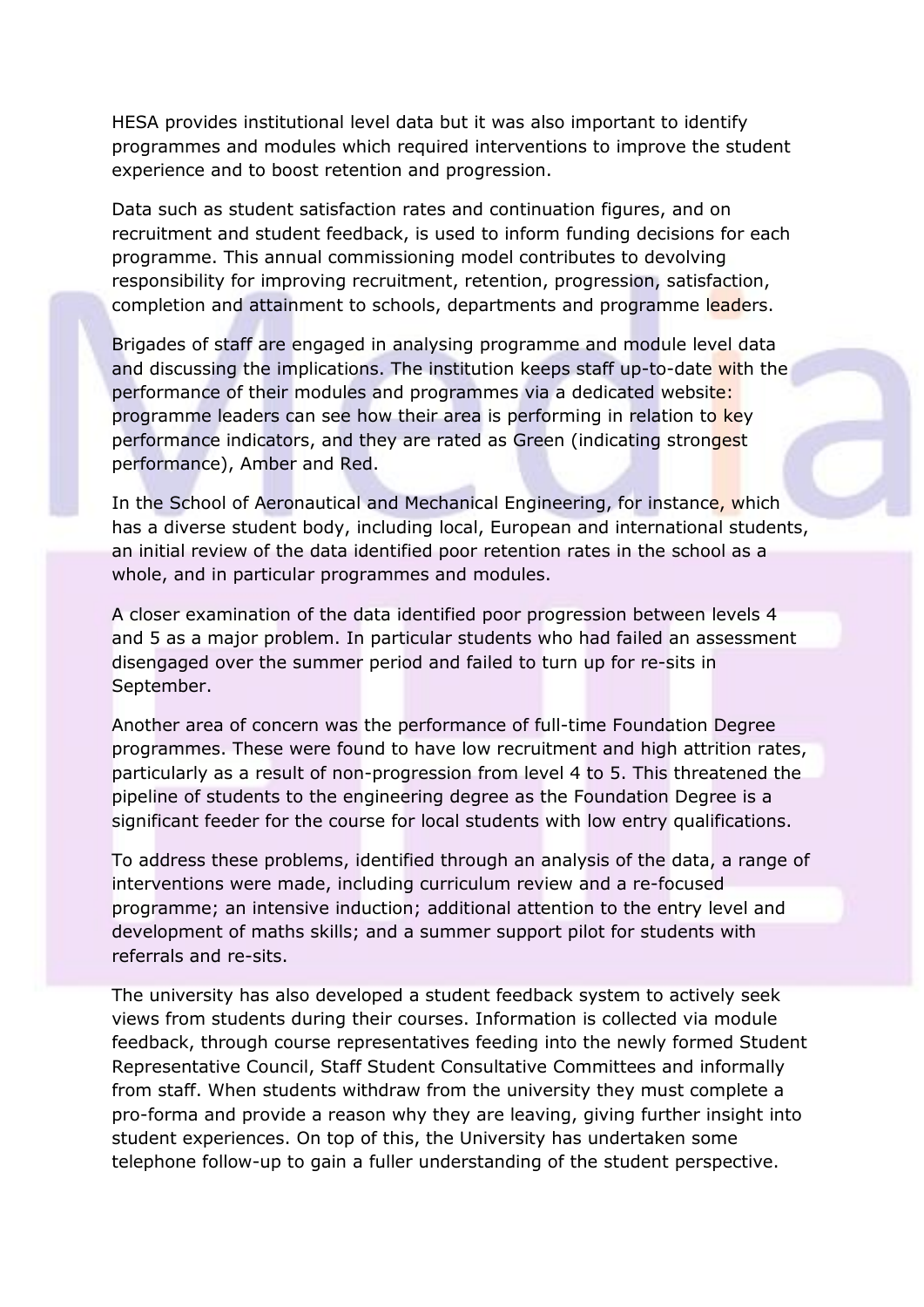HESA provides institutional level data but it was also important to identify programmes and modules which required interventions to improve the student experience and to boost retention and progression.

Data such as student satisfaction rates and continuation figures, and on recruitment and student feedback, is used to inform funding decisions for each programme. This annual commissioning model contributes to devolving responsibility for improving recruitment, retention, progression, satisfaction, completion and attainment to schools, departments and programme leaders.

Brigades of staff are engaged in analysing programme and module level data and discussing the implications. The institution keeps staff up-to-date with the performance of their modules and programmes via a dedicated website: programme leaders can see how their area is performing in relation to key performance indicators, and they are rated as Green (indicating strongest performance), Amber and Red.

In the School of Aeronautical and Mechanical Engineering, for instance, which has a diverse student body, including local, European and international students, an initial review of the data identified poor retention rates in the school as a whole, and in particular programmes and modules.

A closer examination of the data identified poor progression between levels 4 and 5 as a major problem. In particular students who had failed an assessment disengaged over the summer period and failed to turn up for re-sits in September.

Another area of concern was the performance of full-time Foundation Degree programmes. These were found to have low recruitment and high attrition rates, particularly as a result of non-progression from level 4 to 5. This threatened the pipeline of students to the engineering degree as the Foundation Degree is a significant feeder for the course for local students with low entry qualifications.

To address these problems, identified through an analysis of the data, a range of interventions were made, including curriculum review and a re-focused programme; an intensive induction; additional attention to the entry level and development of maths skills; and a summer support pilot for students with referrals and re-sits.

The university has also developed a student feedback system to actively seek views from students during their courses. Information is collected via module feedback, through course representatives feeding into the newly formed Student Representative Council, Staff Student Consultative Committees and informally from staff. When students withdraw from the university they must complete a pro-forma and provide a reason why they are leaving, giving further insight into student experiences. On top of this, the University has undertaken some telephone follow-up to gain a fuller understanding of the student perspective.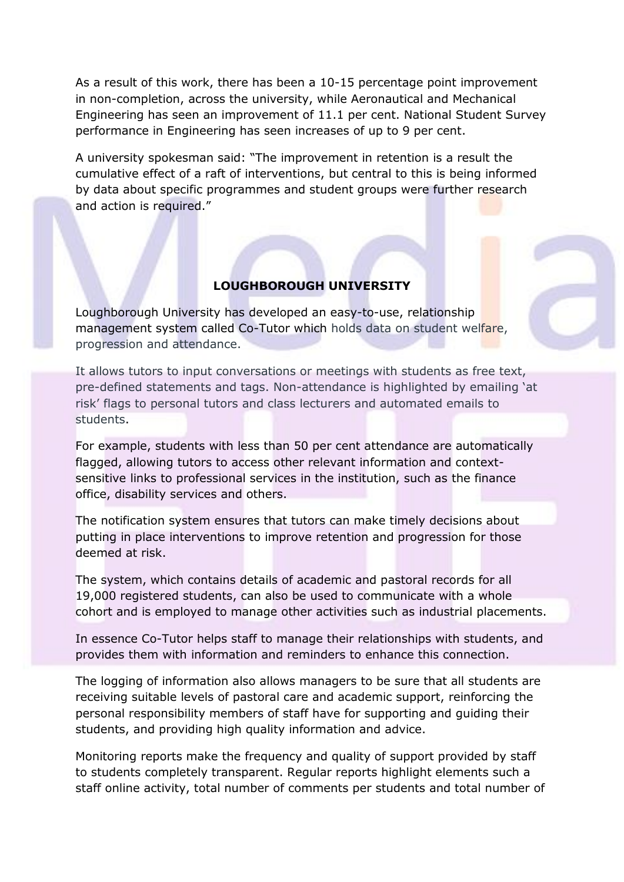As a result of this work, there has been a 10-15 percentage point improvement in non-completion, across the university, while Aeronautical and Mechanical Engineering has seen an improvement of 11.1 per cent. National Student Survey performance in Engineering has seen increases of up to 9 per cent.

A university spokesman said: "The improvement in retention is a result the cumulative effect of a raft of interventions, but central to this is being informed by data about specific programmes and student groups were further research and action is required."

## LOUGHBOROUGH UNIVERSITY

Loughborough University has developed an easy-to-use, relationship management system called Co-Tutor which holds data on student welfare, progression and attendance.

It allows tutors to input conversations or meetings with students as free text, pre-defined statements and tags. Non-attendance is highlighted by emailing 'at risk' flags to personal tutors and class lecturers and automated emails to students.

For example, students with less than 50 per cent attendance are automatically flagged, allowing tutors to access other relevant information and context-sensitive links to professional services in the institution, such as the finance office, disability services and others.

The notification system ensures that tutors can make timely decisions about putting in place interventions to improve retention and progression for those deemed at risk.

The system, which contains details of academic and pastoral records for all 19,000 registered students, can also be used to communicate with a whole cohort and is employed to manage other activities such as industrial placements.

In essence Co-Tutor helps staff to manage their relationships with students, and provides them with information and reminders to enhance this connection.

The logging of information also allows managers to be sure that all students are receiving suitable levels of pastoral care and academic support, reinforcing the personal responsibility members of staff have for supporting and guiding their students, and providing high quality information and advice.

Monitoring reports make the frequency and quality of support provided by staff to students completely transparent. Regular reports highlight elements such a staff online activity, total number of comments per students and total number of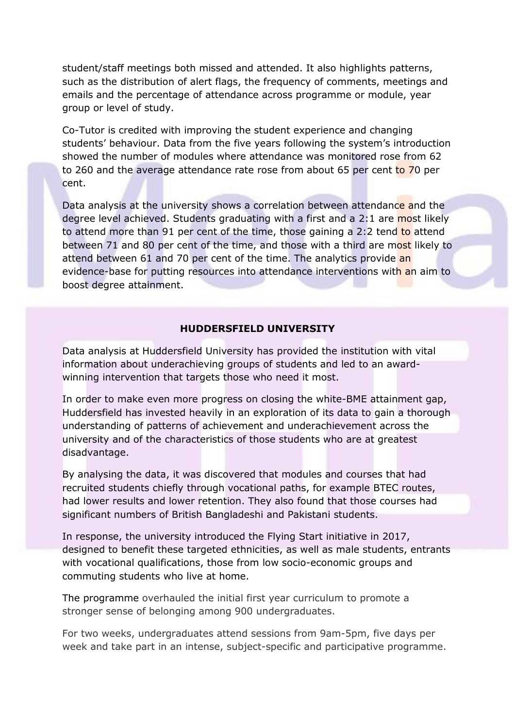student/staff meetings both missed and attended. It also highlights patterns, such as the distribution of alert flags, the frequency of comments, meetings and emails and the percentage of attendance across programme or module, year group or level of study.

Co-Tutor is credited with improving the student experience and changing students' behaviour. Data from the five years following the system's introduction showed the number of modules where attendance was monitored rose from 62 to 260 and the average attendance rate rose from about 65 per cent to 70 per cent.

Data analysis at the university shows a correlation between attendance and the degree level achieved. Students graduating with a first and a 2:1 are most likely to attend more than 91 per cent of the time, those gaining a 2:2 tend to attend between 71 and 80 per cent of the time, and those with a third are most likely to attend between 61 and 70 per cent of the time. The analytics provide an evidence-base for putting resources into attendance interventions with an aim to boost degree attainment.

## HUDDERSFIELD UNIVERSITY

Data analysis at Huddersfield University has provided the institution with vital information about underachieving groups of students and led to an award-winning intervention that targets those who need it most.

In order to make even more progress on closing the white-BME attainment gap, Huddersfield has invested heavily in an exploration of its data to gain a thorough understanding of patterns of achievement and underachievement across the university and of the characteristics of those students who are at greatest disadvantage.

By analysing the data, it was discovered that modules and courses that had recruited students chiefly through vocational paths, for example BTEC routes, had lower results and lower retention. They also found that those courses had significant numbers of British Bangladeshi and Pakistani students.

In response, the university introduced the Flying Start initiative in 2017, designed to benefit these targeted ethnicities, as well as male students, entrants with vocational qualifications, those from low socio-economic groups and commuting students who live at home.

The programme overhauled the initial first year curriculum to promote a stronger sense of belonging among 900 undergraduates.

For two weeks, undergraduates attend sessions from 9am-5pm, five days per week and take part in an intense, subject-specific and participative programme.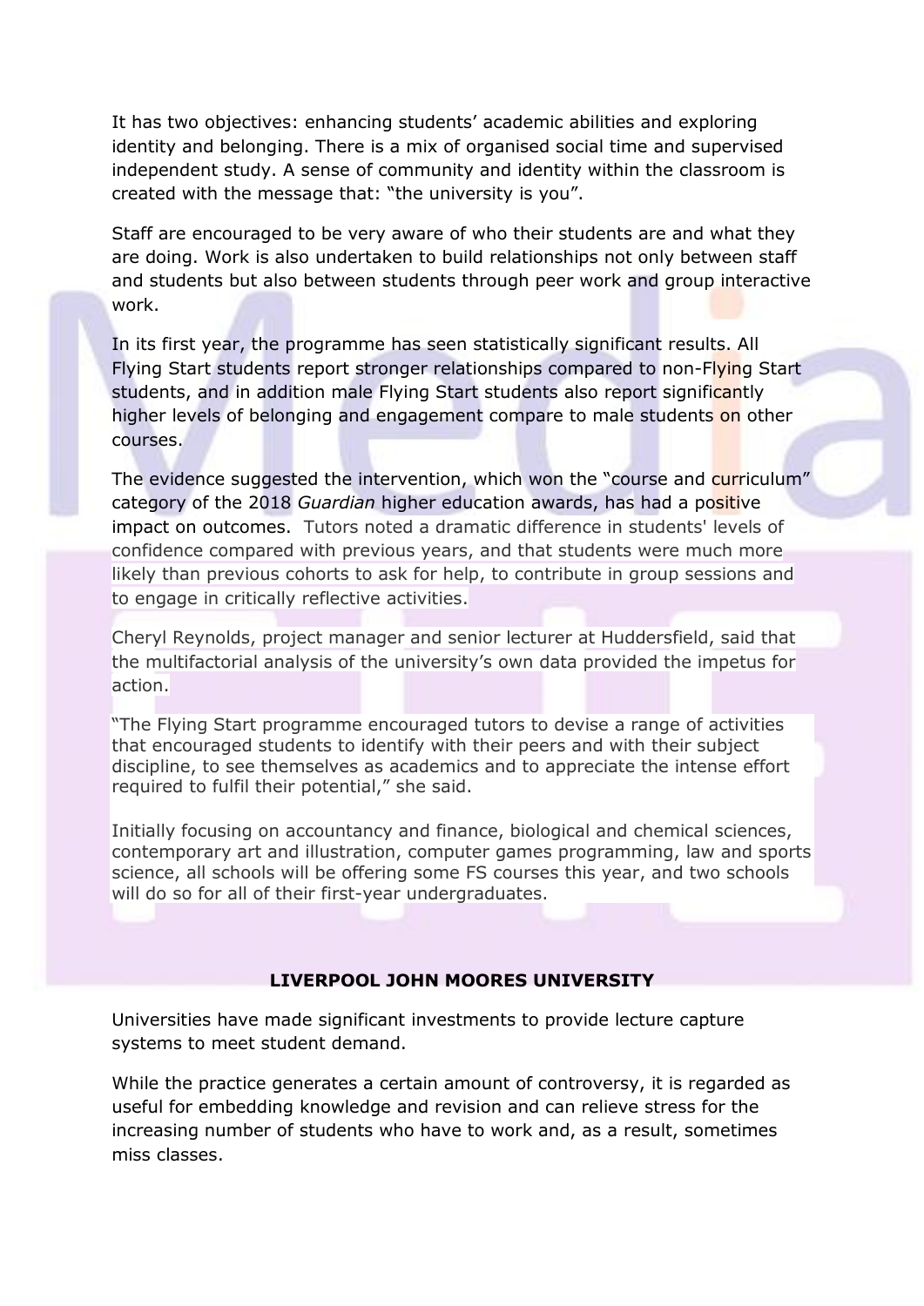It has two objectives: enhancing students' academic abilities and exploring identity and belonging. There is a mix of organised social time and supervised independent study. A sense of community and identity within the classroom is created with the message that: "the university is you".

Staff are encouraged to be very aware of who their students are and what they are doing. Work is also undertaken to build relationships not only between staff and students but also between students through peer work and group interactive work.

In its first year, the programme has seen statistically significant results. All Flying Start students report stronger relationships compared to non-Flying Start students, and in addition male Flying Start students also report significantly higher levels of belonging and engagement compare to male students on other courses.

The evidence suggested the intervention, which won the "course and curriculum" category of the 2018 *Guardian* higher education awards, has had a positive impact on outcomes. Tutors noted a dramatic difference in students' levels of confidence compared with previous years, and that students were much more likely than previous cohorts to ask for help, to contribute in group sessions and to engage in critically reflective activities.

Cheryl Reynolds, project manager and senior lecturer at Huddersfield, said that the multifactorial analysis of the university's own data provided the impetus for action.

"The Flying Start programme encouraged tutors to devise a range of activities that encouraged students to identify with their peers and with their subject discipline, to see themselves as academics and to appreciate the intense effort required to fulfil their potential," she said.

Initially focusing on accountancy and finance, biological and chemical sciences, contemporary art and illustration, computer games programming, law and sports science, all schools will be offering some FS courses this year, and two schools will do so for all of their first-year undergraduates.

## LIVERPOOL JOHN MOORES UNIVERSITY

Universities have made significant investments to provide lecture capture systems to meet student demand.

While the practice generates a certain amount of controversy, it is regarded as useful for embedding knowledge and revision and can relieve stress for the increasing number of students who have to work and, as a result, sometimes miss classes.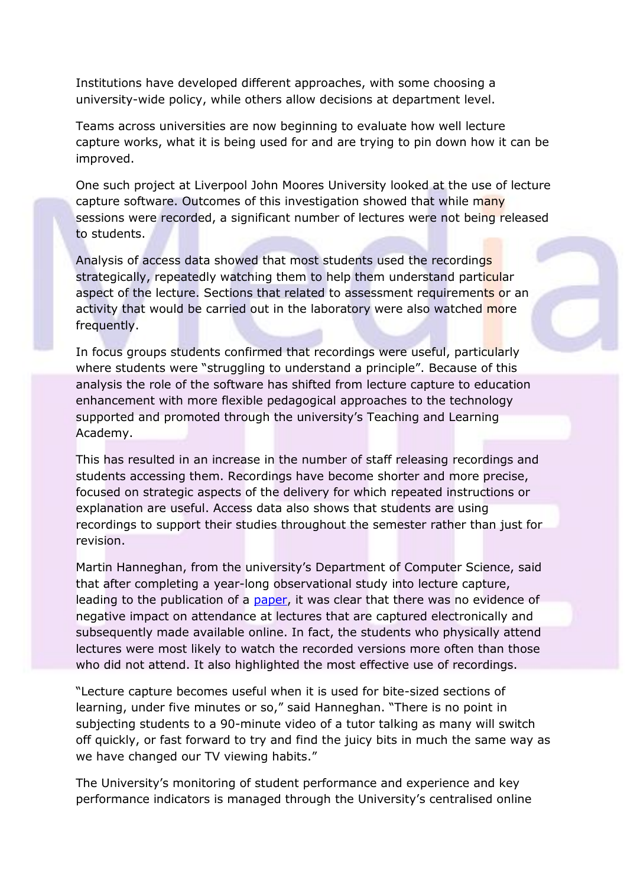Institutions have developed different approaches, with some choosing a university-wide policy, while others allow decisions at department level.

Teams across universities are now beginning to evaluate how well lecture capture works, what it is being used for and are trying to pin down how it can be improved.

One such project at Liverpool John Moores University looked at the use of lecture capture software. Outcomes of this investigation showed that while many sessions were recorded, a significant number of lectures were not being released to students.

Analysis of access data showed that most students used the recordings strategically, repeatedly watching them to help them understand particular aspect of the lecture. Sections that related to assessment requirements or an activity that would be carried out in the laboratory were also watched more frequently.

In focus groups students confirmed that recordings were useful, particularly where students were "struggling to understand a principle". Because of this analysis the role of the software has shifted from lecture capture to education enhancement with more flexible pedagogical approaches to the technology supported and promoted through the university's Teaching and Learning Academy.

This has resulted in an increase in the number of staff releasing recordings and students accessing them. Recordings have become shorter and more precise, focused on strategic aspects of the delivery for which repeated instructions or explanation are useful. Access data also shows that students are using recordings to support their studies throughout the semester rather than just for revision.

Martin Hanneghan, from the university's Department of Computer Science, said that after completing a year-long observational study into lecture capture, leading to the publication of a paper, it was clear that there was no evidence of negative impact on attendance at lectures that are captured electronically and subsequently made available online. In fact, the students who physically attend lectures were most likely to watch the recorded versions more often than those who did not attend. It also highlighted the most effective use of recordings.

"Lecture capture becomes useful when it is used for bite-sized sections of learning, under five minutes or so," said Hanneghan. "There is no point in subjecting students to a 90-minute video of a tutor talking as many will switch off quickly, or fast forward to try and find the juicy bits in much the same way as we have changed our TV viewing habits."

The University's monitoring of student performance and experience and key performance indicators is managed through the University's centralised online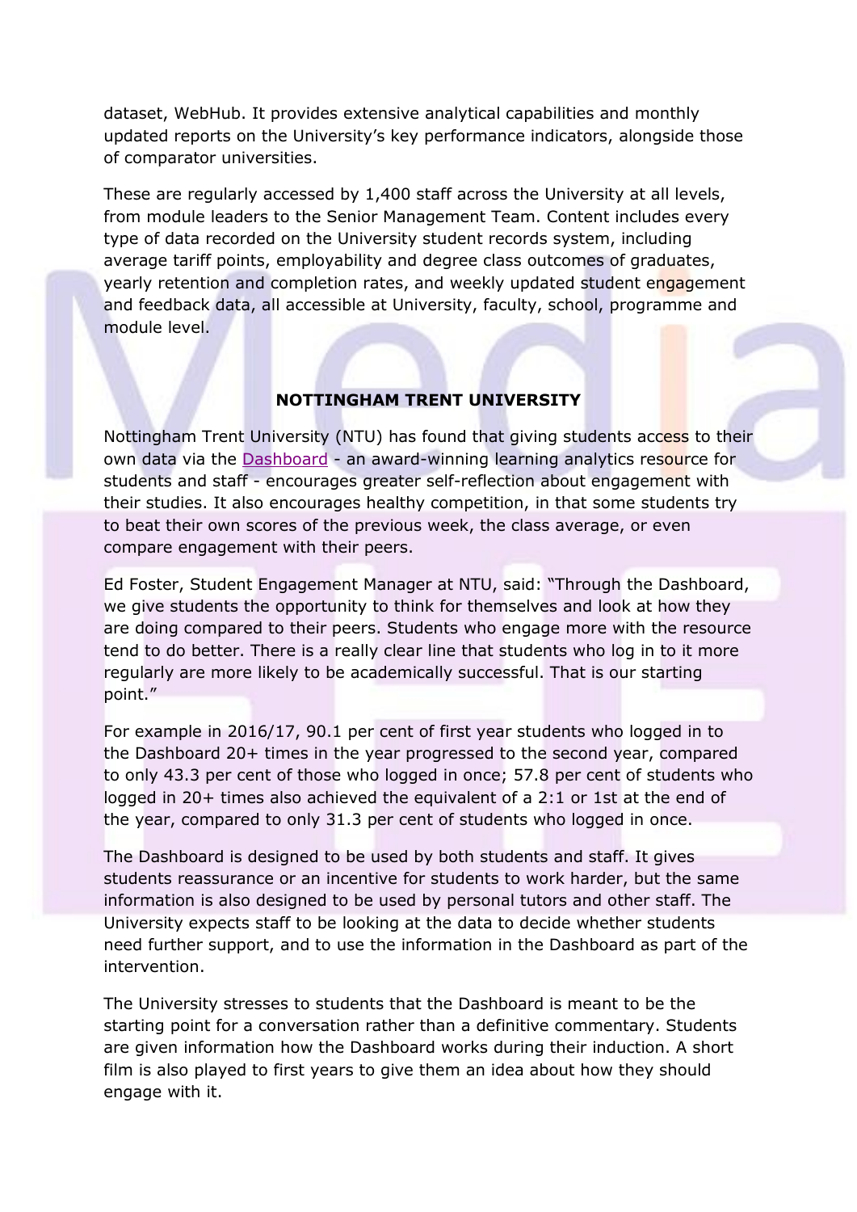dataset, WebHub. It provides extensive analytical capabilities and monthly updated reports on the University's key performance indicators, alongside those of comparator universities.

These are regularly accessed by 1,400 staff across the University at all levels, from module leaders to the Senior Management Team. Content includes every type of data recorded on the University student records system, including average tariff points, employability and degree class outcomes of graduates, yearly retention and completion rates, and weekly updated student engagement and feedback data, all accessible at University, faculty, school, programme and module level.

## NOTTINGHAM TRENT UNIVERSITY

Nottingham Trent University (NTU) has found that giving students access to their own data via the Dashboard - an award-winning learning analytics resource for students and staff - encourages greater self-reflection about engagement with their studies. It also encourages healthy competition, in that some students try to beat their own scores of the previous week, the class average, or even compare engagement with their peers.

Ed Foster, Student Engagement Manager at NTU, said: "Through the Dashboard, we give students the opportunity to think for themselves and look at how they are doing compared to their peers. Students who engage more with the resource tend to do better. There is a really clear line that students who log in to it more regularly are more likely to be academically successful. That is our starting point."

For example in 2016/17, 90.1 per cent of first year students who logged in to the Dashboard 20+ times in the year progressed to the second year, compared to only 43.3 per cent of those who logged in once; 57.8 per cent of students who logged in 20+ times also achieved the equivalent of a 2:1 or 1st at the end of the year, compared to only 31.3 per cent of students who logged in once.

The Dashboard is designed to be used by both students and staff. It gives students reassurance or an incentive for students to work harder, but the same information is also designed to be used by personal tutors and other staff. The University expects staff to be looking at the data to decide whether students need further support, and to use the information in the Dashboard as part of the intervention.

The University stresses to students that the Dashboard is meant to be the starting point for a conversation rather than a definitive commentary. Students are given information how the Dashboard works during their induction. A short film is also played to first years to give them an idea about how they should engage with it.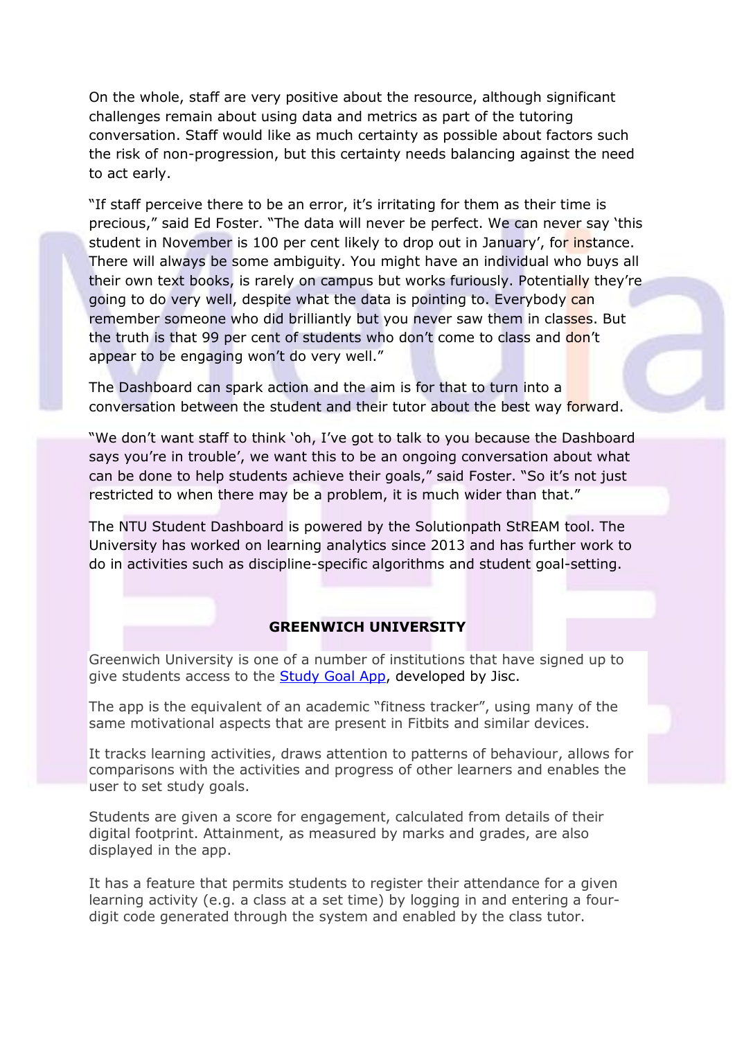On the whole, staff are very positive about the resource, although significant challenges remain about using data and metrics as part of the tutoring conversation. Staff would like as much certainty as possible about factors such the risk of non-progression, but this certainty needs balancing against the need to act early.

"If staff perceive there to be an error, it's irritating for them as their time is precious," said Ed Foster. "The data will never be perfect. We can never say 'this student in November is 100 per cent likely to drop out in January', for instance. There will always be some ambiguity. You might have an individual who buys all their own text books, is rarely on campus but works furiously. Potentially they're going to do very well, despite what the data is pointing to. Everybody can remember someone who did brilliantly but you never saw them in classes. But the truth is that 99 per cent of students who don't come to class and don't appear to be engaging won't do very well."

The Dashboard can spark action and the aim is for that to turn into a conversation between the student and their tutor about the best way forward.

"We don't want staff to think 'oh, I've got to talk to you because the Dashboard says you're in trouble', we want this to be an ongoing conversation about what can be done to help students achieve their goals," said Foster. "So it's not just restricted to when there may be a problem, it is much wider than that."

The NTU Student Dashboard is powered by the Solutionpath StREAM tool. The University has worked on learning analytics since 2013 and has further work to do in activities such as discipline-specific algorithms and student goal-setting.

## GREENWICH UNIVERSITY

Greenwich University is one of a number of institutions that have signed up to give students access to the Study Goal App, developed by Jisc.

The app is the equivalent of an academic "fitness tracker", using many of the same motivational aspects that are present in Fitbits and similar devices.

It tracks learning activities, draws attention to patterns of behaviour, allows for comparisons with the activities and progress of other learners and enables the user to set study goals.

Students are given a score for engagement, calculated from details of their digital footprint. Attainment, as measured by marks and grades, are also displayed in the app.

It has a feature that permits students to register their attendance for a given learning activity (e.g. a class at a set time) by logging in and entering a four-digit code generated through the system and enabled by the class tutor.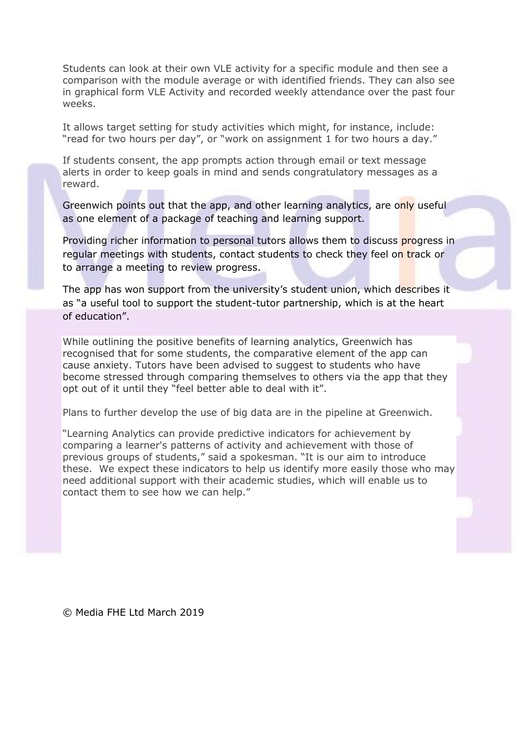Students can look at their own VLE activity for a specific module and then see a comparison with the module average or with identified friends. They can also see in graphical form VLE Activity and recorded weekly attendance over the past four weeks.

It allows target setting for study activities which might, for instance, include: "read for two hours per day", or "work on assignment 1 for two hours a day."

If students consent, the app prompts action through email or text message alerts in order to keep goals in mind and sends congratulatory messages as a reward.

Greenwich points out that the app, and other learning analytics, are only useful as one element of a package of teaching and learning support.

Providing richer information to personal tutors allows them to discuss progress in regular meetings with students, contact students to check they feel on track or to arrange a meeting to review progress.

The app has won support from the university's student union, which describes it as "a useful tool to support the student-tutor partnership, which is at the heart of education".

While outlining the positive benefits of learning analytics, Greenwich has recognised that for some students, the comparative element of the app can cause anxiety. Tutors have been advised to suggest to students who have become stressed through comparing themselves to others via the app that they opt out of it until they "feel better able to deal with it".

Plans to further develop the use of big data are in the pipeline at Greenwich.

"Learning Analytics can provide predictive indicators for achievement by comparing a learner's patterns of activity and achievement with those of previous groups of students," said a spokesman. "It is our aim to introduce these. We expect these indicators to help us identify more easily those who may need additional support with their academic studies, which will enable us to contact them to see how we can help."

© Media FHE Ltd March 2019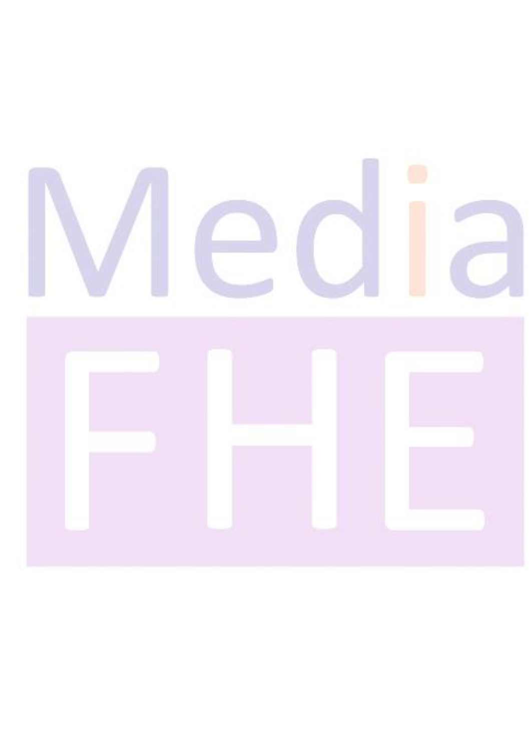Media

FHE